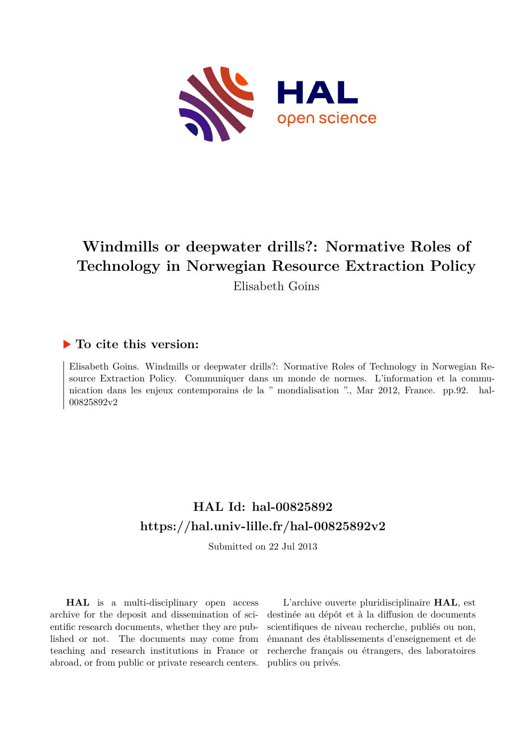# Windmills or deepwater drills?: Normative Roles of Technology in Norwegian Resource Extraction Policy

Elisabeth Goins

## ▶ To cite this version:

Elisabeth Goins. Windmills or deepwater drills?: Normative Roles of Technology in Norwegian Resource Extraction Policy. Communiquer dans un monde de normes. L'information et la communication dans les enjeux contemporains de la " mondialisation "., Mar 2012, France. pp.92. hal-00825892v2

## HAL Id: hal-00825892
## https://hal.univ-lille.fr/hal-00825892v2

Submitted on 22 Jul 2013

**HAL** is a multi-disciplinary open access archive for the deposit and dissemination of scientific research documents, whether they are published or not. The documents may come from teaching and research institutions in France or abroad, or from public or private research centers.

L'archive ouverte pluridisciplinaire **HAL**, est destinée au dépôt et à la diffusion de documents scientifiques de niveau recherche, publiés ou non, émanant des établissements d'enseignement et de recherche français ou étrangers, des laboratoires publics ou privés.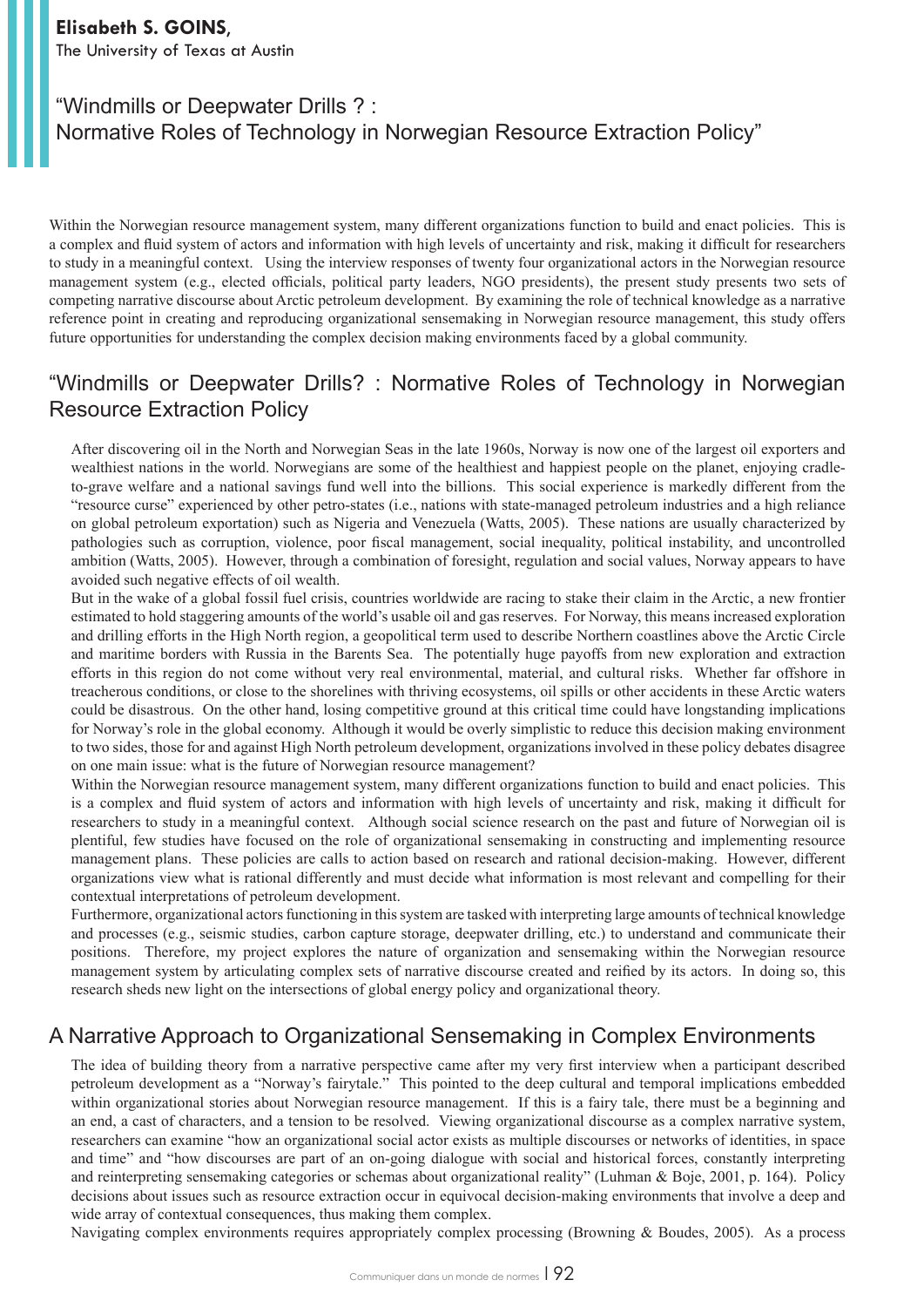**Elisabeth S. GOINS,**
The University of Texas at Austin

# "Windmills or Deepwater Drills ? : Normative Roles of Technology in Norwegian Resource Extraction Policy"

Within the Norwegian resource management system, many different organizations function to build and enact policies. This is a complex and fluid system of actors and information with high levels of uncertainty and risk, making it difficult for researchers to study in a meaningful context. Using the interview responses of twenty four organizational actors in the Norwegian resource management system (e.g., elected officials, political party leaders, NGO presidents), the present study presents two sets of competing narrative discourse about Arctic petroleum development. By examining the role of technical knowledge as a narrative reference point in creating and reproducing organizational sensemaking in Norwegian resource management, this study offers future opportunities for understanding the complex decision making environments faced by a global community.

## "Windmills or Deepwater Drills? : Normative Roles of Technology in Norwegian Resource Extraction Policy

After discovering oil in the North and Norwegian Seas in the late 1960s, Norway is now one of the largest oil exporters and wealthiest nations in the world. Norwegians are some of the healthiest and happiest people on the planet, enjoying cradle-to-grave welfare and a national savings fund well into the billions. This social experience is markedly different from the "resource curse" experienced by other petro-states (i.e., nations with state-managed petroleum industries and a high reliance on global petroleum exportation) such as Nigeria and Venezuela (Watts, 2005). These nations are usually characterized by pathologies such as corruption, violence, poor fiscal management, social inequality, political instability, and uncontrolled ambition (Watts, 2005). However, through a combination of foresight, regulation and social values, Norway appears to have avoided such negative effects of oil wealth.

But in the wake of a global fossil fuel crisis, countries worldwide are racing to stake their claim in the Arctic, a new frontier estimated to hold staggering amounts of the world's usable oil and gas reserves. For Norway, this means increased exploration and drilling efforts in the High North region, a geopolitical term used to describe Northern coastlines above the Arctic Circle and maritime borders with Russia in the Barents Sea. The potentially huge payoffs from new exploration and extraction efforts in this region do not come without very real environmental, material, and cultural risks. Whether far offshore in treacherous conditions, or close to the shorelines with thriving ecosystems, oil spills or other accidents in these Arctic waters could be disastrous. On the other hand, losing competitive ground at this critical time could have longstanding implications for Norway's role in the global economy. Although it would be overly simplistic to reduce this decision making environment to two sides, those for and against High North petroleum development, organizations involved in these policy debates disagree on one main issue: what is the future of Norwegian resource management?

Within the Norwegian resource management system, many different organizations function to build and enact policies. This is a complex and fluid system of actors and information with high levels of uncertainty and risk, making it difficult for researchers to study in a meaningful context. Although social science research on the past and future of Norwegian oil is plentiful, few studies have focused on the role of organizational sensemaking in constructing and implementing resource management plans. These policies are calls to action based on research and rational decision-making. However, different organizations view what is rational differently and must decide what information is most relevant and compelling for their contextual interpretations of petroleum development.

Furthermore, organizational actors functioning in this system are tasked with interpreting large amounts of technical knowledge and processes (e.g., seismic studies, carbon capture storage, deepwater drilling, etc.) to understand and communicate their positions. Therefore, my project explores the nature of organization and sensemaking within the Norwegian resource management system by articulating complex sets of narrative discourse created and reified by its actors. In doing so, this research sheds new light on the intersections of global energy policy and organizational theory.

## A Narrative Approach to Organizational Sensemaking in Complex Environments

The idea of building theory from a narrative perspective came after my very first interview when a participant described petroleum development as a "Norway's fairytale." This pointed to the deep cultural and temporal implications embedded within organizational stories about Norwegian resource management. If this is a fairy tale, there must be a beginning and an end, a cast of characters, and a tension to be resolved. Viewing organizational discourse as a complex narrative system, researchers can examine "how an organizational social actor exists as multiple discourses or networks of identities, in space and time" and "how discourses are part of an on-going dialogue with social and historical forces, constantly interpreting and reinterpreting sensemaking categories or schemas about organizational reality" (Luhman & Boje, 2001, p. 164). Policy decisions about issues such as resource extraction occur in equivocal decision-making environments that involve a deep and wide array of contextual consequences, thus making them complex.

Navigating complex environments requires appropriately complex processing (Browning & Boudes, 2005). As a process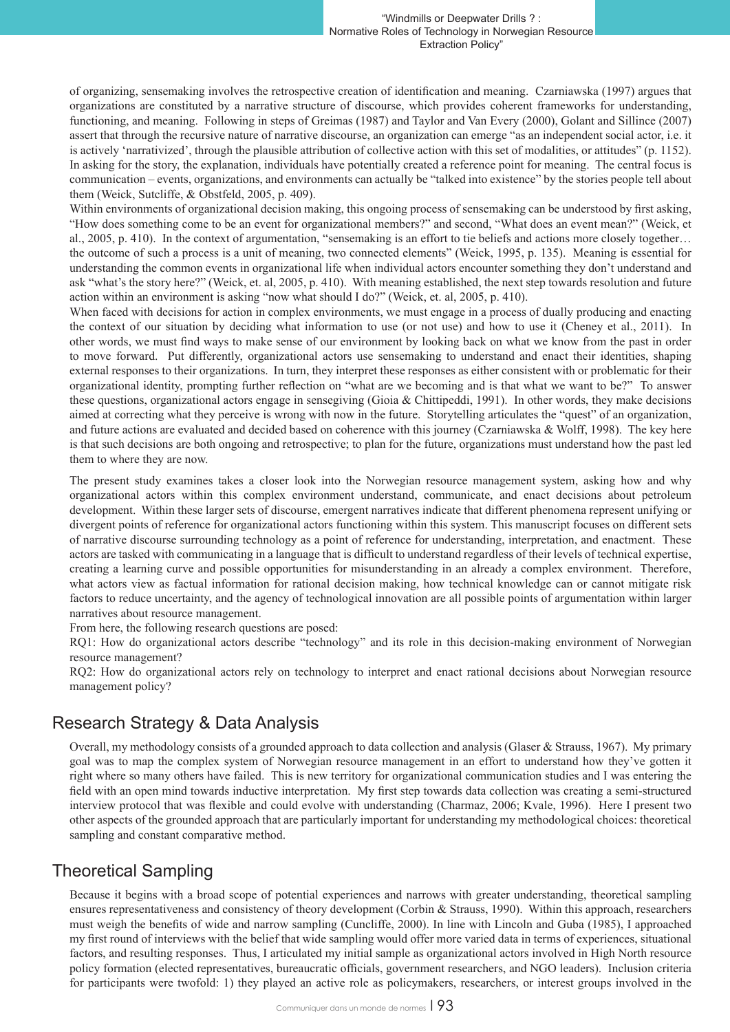of organizing, sensemaking involves the retrospective creation of identification and meaning. Czarniawska (1997) argues that organizations are constituted by a narrative structure of discourse, which provides coherent frameworks for understanding, functioning, and meaning. Following in steps of Greimas (1987) and Taylor and Van Every (2000), Golant and Sillince (2007) assert that through the recursive nature of narrative discourse, an organization can emerge "as an independent social actor, i.e. it is actively 'narrativized', through the plausible attribution of collective action with this set of modalities, or attitudes" (p. 1152). In asking for the story, the explanation, individuals have potentially created a reference point for meaning. The central focus is communication – events, organizations, and environments can actually be "talked into existence" by the stories people tell about them (Weick, Sutcliffe, & Obstfeld, 2005, p. 409).

Within environments of organizational decision making, this ongoing process of sensemaking can be understood by first asking, "How does something come to be an event for organizational members?" and second, "What does an event mean?" (Weick, et al., 2005, p. 410). In the context of argumentation, "sensemaking is an effort to tie beliefs and actions more closely together… the outcome of such a process is a unit of meaning, two connected elements" (Weick, 1995, p. 135). Meaning is essential for understanding the common events in organizational life when individual actors encounter something they don't understand and ask "what's the story here?" (Weick, et. al, 2005, p. 410). With meaning established, the next step towards resolution and future action within an environment is asking "now what should I do?" (Weick, et. al, 2005, p. 410).

When faced with decisions for action in complex environments, we must engage in a process of dually producing and enacting the context of our situation by deciding what information to use (or not use) and how to use it (Cheney et al., 2011). In other words, we must find ways to make sense of our environment by looking back on what we know from the past in order to move forward. Put differently, organizational actors use sensemaking to understand and enact their identities, shaping external responses to their organizations. In turn, they interpret these responses as either consistent with or problematic for their organizational identity, prompting further reflection on "what are we becoming and is that what we want to be?" To answer these questions, organizational actors engage in sensegiving (Gioia & Chittipeddi, 1991). In other words, they make decisions aimed at correcting what they perceive is wrong with now in the future. Storytelling articulates the "quest" of an organization, and future actions are evaluated and decided based on coherence with this journey (Czarniawska & Wolff, 1998). The key here is that such decisions are both ongoing and retrospective; to plan for the future, organizations must understand how the past led them to where they are now.

The present study examines takes a closer look into the Norwegian resource management system, asking how and why organizational actors within this complex environment understand, communicate, and enact decisions about petroleum development. Within these larger sets of discourse, emergent narratives indicate that different phenomena represent unifying or divergent points of reference for organizational actors functioning within this system. This manuscript focuses on different sets of narrative discourse surrounding technology as a point of reference for understanding, interpretation, and enactment. These actors are tasked with communicating in a language that is difficult to understand regardless of their levels of technical expertise, creating a learning curve and possible opportunities for misunderstanding in an already a complex environment. Therefore, what actors view as factual information for rational decision making, how technical knowledge can or cannot mitigate risk factors to reduce uncertainty, and the agency of technological innovation are all possible points of argumentation within larger narratives about resource management.

From here, the following research questions are posed:

RQ1: How do organizational actors describe "technology" and its role in this decision-making environment of Norwegian resource management?

RQ2: How do organizational actors rely on technology to interpret and enact rational decisions about Norwegian resource management policy?

## Research Strategy & Data Analysis

Overall, my methodology consists of a grounded approach to data collection and analysis (Glaser & Strauss, 1967). My primary goal was to map the complex system of Norwegian resource management in an effort to understand how they've gotten it right where so many others have failed. This is new territory for organizational communication studies and I was entering the field with an open mind towards inductive interpretation. My first step towards data collection was creating a semi-structured interview protocol that was flexible and could evolve with understanding (Charmaz, 2006; Kvale, 1996). Here I present two other aspects of the grounded approach that are particularly important for understanding my methodological choices: theoretical sampling and constant comparative method.

## Theoretical Sampling

Because it begins with a broad scope of potential experiences and narrows with greater understanding, theoretical sampling ensures representativeness and consistency of theory development (Corbin & Strauss, 1990). Within this approach, researchers must weigh the benefits of wide and narrow sampling (Cuncliffe, 2000). In line with Lincoln and Guba (1985), I approached my first round of interviews with the belief that wide sampling would offer more varied data in terms of experiences, situational factors, and resulting responses. Thus, I articulated my initial sample as organizational actors involved in High North resource policy formation (elected representatives, bureaucratic officials, government researchers, and NGO leaders). Inclusion criteria for participants were twofold: 1) they played an active role as policymakers, researchers, or interest groups involved in the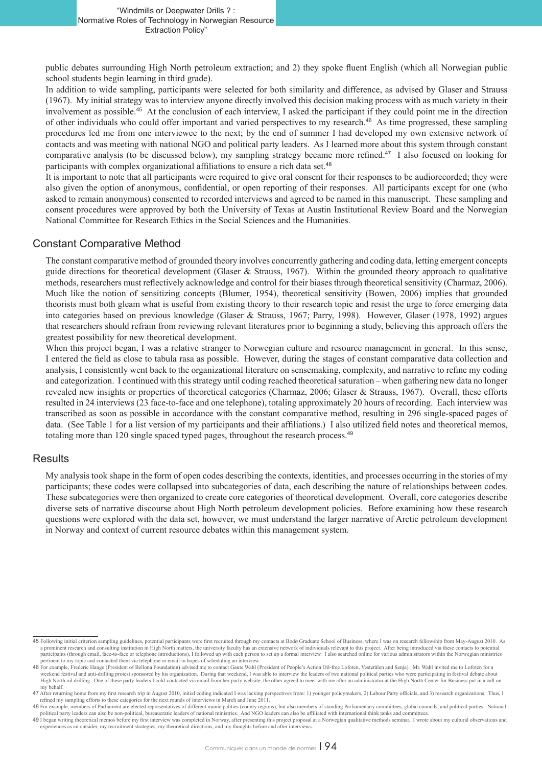public debates surrounding High North petroleum extraction; and 2) they spoke fluent English (which all Norwegian public school students begin learning in third grade).

In addition to wide sampling, participants were selected for both similarity and difference, as advised by Glaser and Strauss (1967). My initial strategy was to interview anyone directly involved this decision making process with as much variety in their involvement as possible.[45] At the conclusion of each interview, I asked the participant if they could point me in the direction of other individuals who could offer important and varied perspectives to my research.[46] As time progressed, these sampling procedures led me from one interviewee to the next; by the end of summer I had developed my own extensive network of contacts and was meeting with national NGO and political party leaders. As I learned more about this system through constant comparative analysis (to be discussed below), my sampling strategy became more refined.[47] I also focused on looking for participants with complex organizational affiliations to ensure a rich data set.[48]

It is important to note that all participants were required to give oral consent for their responses to be audiorecorded; they were also given the option of anonymous, confidential, or open reporting of their responses. All participants except for one (who asked to remain anonymous) consented to recorded interviews and agreed to be named in this manuscript. These sampling and consent procedures were approved by both the University of Texas at Austin Institutional Review Board and the Norwegian National Committee for Research Ethics in the Social Sciences and the Humanities.

## Constant Comparative Method

The constant comparative method of grounded theory involves concurrently gathering and coding data, letting emergent concepts guide directions for theoretical development (Glaser & Strauss, 1967). Within the grounded theory approach to qualitative methods, researchers must reflectively acknowledge and control for their biases through theoretical sensitivity (Charmaz, 2006). Much like the notion of sensitizing concepts (Blumer, 1954), theoretical sensitivity (Bowen, 2006) implies that grounded theorists must both gleam what is useful from existing theory to their research topic and resist the urge to force emerging data into categories based on previous knowledge (Glaser & Strauss, 1967; Parry, 1998). However, Glaser (1978, 1992) argues that researchers should refrain from reviewing relevant literatures prior to beginning a study, believing this approach offers the greatest possibility for new theoretical development.

When this project began, I was a relative stranger to Norwegian culture and resource management in general. In this sense, I entered the field as close to tabula rasa as possible. However, during the stages of constant comparative data collection and analysis, I consistently went back to the organizational literature on sensemaking, complexity, and narrative to refine my coding and categorization. I continued with this strategy until coding reached theoretical saturation – when gathering new data no longer revealed new insights or properties of theoretical categories (Charmaz, 2006; Glaser & Strauss, 1967). Overall, these efforts resulted in 24 interviews (23 face-to-face and one telephone), totaling approximately 20 hours of recording. Each interview was transcribed as soon as possible in accordance with the constant comparative method, resulting in 296 single-spaced pages of data. (See Table 1 for a list version of my participants and their affiliations.) I also utilized field notes and theoretical memos, totaling more than 120 single spaced typed pages, throughout the research process.[49]

## Results

My analysis took shape in the form of open codes describing the contexts, identities, and processes occurring in the stories of my participants; these codes were collapsed into subcategories of data, each describing the nature of relationships between codes. These subcategories were then organized to create core categories of theoretical development. Overall, core categories describe diverse sets of narrative discourse about High North petroleum development policies. Before examining how these research questions were explored with the data set, however, we must understand the larger narrative of Arctic petroleum development in Norway and context of current resource debates within this management system.

---

45 Following initial criterion sampling guidelines, potential participants were first recruited through my contacts at Bodø Graduate School of Business, where I was on research fellowship from May-August 2010. As a prominent research and consulting institution in High North matters, the university faculty has an extensive network of individuals relevant to this project. After being introduced via these contacts to potential participants (through email, face-to-face or telephone introductions), I followed up with each person to set up a formal interview. I also searched online for various administrators within the Norwegian ministries pertinent to my topic and contacted them via telephone or email in hopes of scheduling an interview.

46 For example, Frederic Hauge (President of Bellona Foundation) advised me to contact Gaute Wahl (President of People's Action Oil-free Lofoten, Vesterålen and Senja). Mr. Wahl invited me to Lofoten for a weekend festival and anti-drilling protest sponsored by his organization. During that weekend, I was able to interview the leaders of two national political parties who were participating in festival debate about High North oil drilling. One of these party leaders I cold-contacted via email from her party website; the other agreed to meet with me after an administrator at the High North Center for Business put in a call on my behalf.

47 After returning home from my first research trip in August 2010, initial coding indicated I was lacking perspectives from: 1) younger policymakers, 2) Labour Party officials, and 3) research organizations. Thus, I refined my sampling efforts to these categories for the next rounds of interviews in March and June 2011.

48 For example, members of Parliament are elected representatives of different municipalities (county regions), but also members of standing Parliamentary committees, global councils, and political parties. National political party leaders can also be non-political, bureaucratic leaders of national ministries. And NGO leaders can also be affiliated with international think tanks and committees.

49 I began writing theoretical memos before my first interview was completed in Norway, after presenting this project proposal at a Norwegian qualitative methods seminar. I wrote about my cultural observations and experiences as an outsider, my recruitment strategies, my theoretical directions, and my thoughts before and after interviews.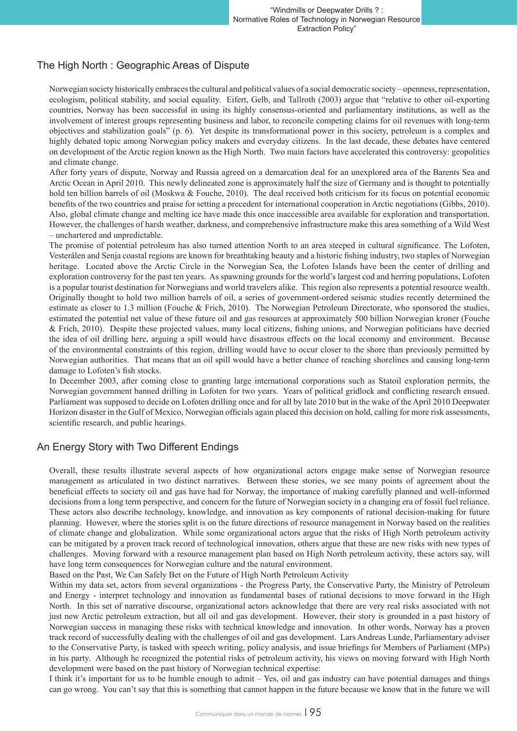## The High North : Geographic Areas of Dispute

Norwegian society historically embraces the cultural and political values of a social democratic society – openness, representation, ecologism, political stability, and social equality. Eifert, Gelb, and Tallroth (2003) argue that "relative to other oil-exporting countries, Norway has been successful in using its highly consensus-oriented and parliamentary institutions, as well as the involvement of interest groups representing business and labor, to reconcile competing claims for oil revenues with long-term objectives and stabilization goals" (p. 6). Yet despite its transformational power in this society, petroleum is a complex and highly debated topic among Norwegian policy makers and everyday citizens. In the last decade, these debates have centered on development of the Arctic region known as the High North. Two main factors have accelerated this controversy: geopolitics and climate change.

After forty years of dispute, Norway and Russia agreed on a demarcation deal for an unexplored area of the Barents Sea and Arctic Ocean in April 2010. This newly delineated zone is approximately half the size of Germany and is thought to potentially hold ten billion barrels of oil (Moskwa & Fouche, 2010). The deal received both criticism for its focus on potential economic benefits of the two countries and praise for setting a precedent for international cooperation in Arctic negotiations (Gibbs, 2010). Also, global climate change and melting ice have made this once inaccessible area available for exploration and transportation. However, the challenges of harsh weather, darkness, and comprehensive infrastructure make this area something of a Wild West – unchartered and unpredictable.

The promise of potential petroleum has also turned attention North to an area steeped in cultural significance. The Lofoten, Vesterålen and Senja coastal regions are known for breathtaking beauty and a historic fishing industry, two staples of Norwegian heritage. Located above the Arctic Circle in the Norwegian Sea, the Lofoten Islands have been the center of drilling and exploration controversy for the past ten years. As spawning grounds for the world's largest cod and herring populations, Lofoten is a popular tourist destination for Norwegians and world travelers alike. This region also represents a potential resource wealth. Originally thought to hold two million barrels of oil, a series of government-ordered seismic studies recently determined the estimate as closer to 1.3 million (Fouche & Frich, 2010). The Norwegian Petroleum Directorate, who sponsored the studies, estimated the potential net value of these future oil and gas resources at approximately 500 billion Norwegian kroner (Fouche & Frich, 2010). Despite these projected values, many local citizens, fishing unions, and Norwegian politicians have decried the idea of oil drilling here, arguing a spill would have disastrous effects on the local economy and environment. Because of the environmental constraints of this region, drilling would have to occur closer to the shore than previously permitted by Norwegian authorities. That means that an oil spill would have a better chance of reaching shorelines and causing long-term damage to Lofoten's fish stocks.

In December 2003, after coming close to granting large international corporations such as Statoil exploration permits, the Norwegian government banned drilling in Lofoten for two years. Years of political gridlock and conflicting research ensued. Parliament was supposed to decide on Lofoten drilling once and for all by late 2010 but in the wake of the April 2010 Deepwater Horizon disaster in the Gulf of Mexico, Norwegian officials again placed this decision on hold, calling for more risk assessments, scientific research, and public hearings.

## An Energy Story with Two Different Endings

Overall, these results illustrate several aspects of how organizational actors engage make sense of Norwegian resource management as articulated in two distinct narratives. Between these stories, we see many points of agreement about the beneficial effects to society oil and gas have had for Norway, the importance of making carefully planned and well-informed decisions from a long term perspective, and concern for the future of Norwegian society in a changing era of fossil fuel reliance. These actors also describe technology, knowledge, and innovation as key components of rational decision-making for future planning. However, where the stories split is on the future directions of resource management in Norway based on the realities of climate change and globalization. While some organizational actors argue that the risks of High North petroleum activity can be mitigated by a proven track record of technological innovation, others argue that these are new risks with new types of challenges. Moving forward with a resource management plan based on High North petroleum activity, these actors say, will have long term consequences for Norwegian culture and the natural environment.

### Based on the Past, We Can Safely Bet on the Future of High North Petroleum Activity

Within my data set, actors from several organizations - the Progress Party, the Conservative Party, the Ministry of Petroleum and Energy - interpret technology and innovation as fundamental bases of rational decisions to move forward in the High North. In this set of narrative discourse, organizational actors acknowledge that there are very real risks associated with not just new Arctic petroleum extraction, but all oil and gas development. However, their story is grounded in a past history of Norwegian success in managing these risks with technical knowledge and innovation. In other words, Norway has a proven track record of successfully dealing with the challenges of oil and gas development. Lars Andreas Lunde, Parliamentary adviser to the Conservative Party, is tasked with speech writing, policy analysis, and issue briefings for Members of Parliament (MPs) in his party. Although he recognized the potential risks of petroleum activity, his views on moving forward with High North development were based on the past history of Norwegian technical expertise:

I think it's important for us to be humble enough to admit – Yes, oil and gas industry can have potential damages and things can go wrong. You can't say that this is something that cannot happen in the future because we know that in the future we will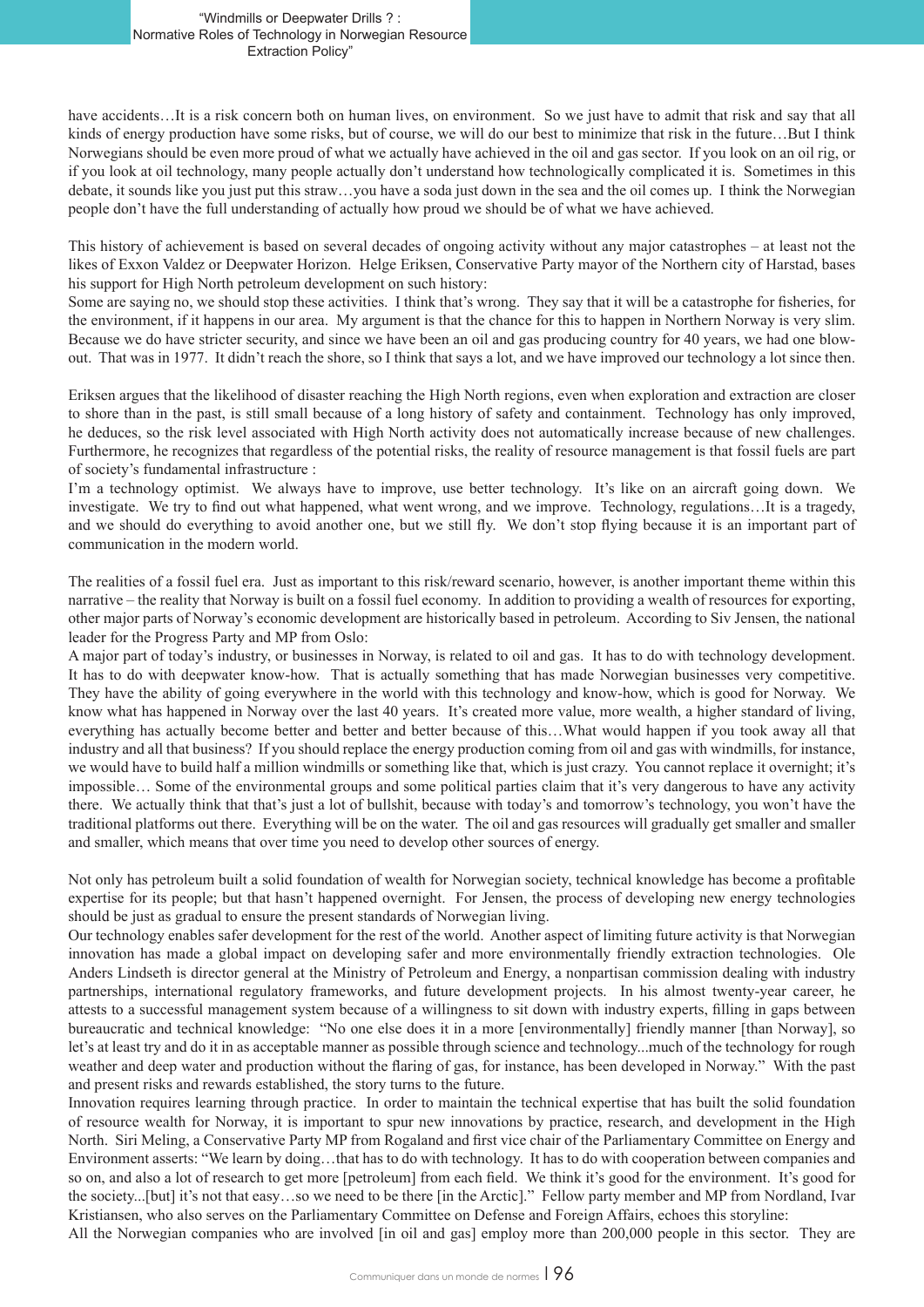have accidents…It is a risk concern both on human lives, on environment. So we just have to admit that risk and say that all kinds of energy production have some risks, but of course, we will do our best to minimize that risk in the future…But I think Norwegians should be even more proud of what we actually have achieved in the oil and gas sector. If you look on an oil rig, or if you look at oil technology, many people actually don't understand how technologically complicated it is. Sometimes in this debate, it sounds like you just put this straw…you have a soda just down in the sea and the oil comes up. I think the Norwegian people don't have the full understanding of actually how proud we should be of what we have achieved.

This history of achievement is based on several decades of ongoing activity without any major catastrophes – at least not the likes of Exxon Valdez or Deepwater Horizon. Helge Eriksen, Conservative Party mayor of the Northern city of Harstad, bases his support for High North petroleum development on such history:

Some are saying no, we should stop these activities. I think that's wrong. They say that it will be a catastrophe for fisheries, for the environment, if it happens in our area. My argument is that the chance for this to happen in Northern Norway is very slim. Because we do have stricter security, and since we have been an oil and gas producing country for 40 years, we had one blowout. That was in 1977. It didn't reach the shore, so I think that says a lot, and we have improved our technology a lot since then.

Eriksen argues that the likelihood of disaster reaching the High North regions, even when exploration and extraction are closer to shore than in the past, is still small because of a long history of safety and containment. Technology has only improved, he deduces, so the risk level associated with High North activity does not automatically increase because of new challenges. Furthermore, he recognizes that regardless of the potential risks, the reality of resource management is that fossil fuels are part of society's fundamental infrastructure :

I'm a technology optimist. We always have to improve, use better technology. It's like on an aircraft going down. We investigate. We try to find out what happened, what went wrong, and we improve. Technology, regulations…It is a tragedy, and we should do everything to avoid another one, but we still fly. We don't stop flying because it is an important part of communication in the modern world.

The realities of a fossil fuel era. Just as important to this risk/reward scenario, however, is another important theme within this narrative – the reality that Norway is built on a fossil fuel economy. In addition to providing a wealth of resources for exporting, other major parts of Norway's economic development are historically based in petroleum. According to Siv Jensen, the national leader for the Progress Party and MP from Oslo:

A major part of today's industry, or businesses in Norway, is related to oil and gas. It has to do with technology development. It has to do with deepwater know-how. That is actually something that has made Norwegian businesses very competitive. They have the ability of going everywhere in the world with this technology and know-how, which is good for Norway. We know what has happened in Norway over the last 40 years. It's created more value, more wealth, a higher standard of living, everything has actually become better and better because of this…What would happen if you took away all that industry and all that business? If you should replace the energy production coming from oil and gas with windmills, for instance, we would have to build half a million windmills or something like that, which is just crazy. You cannot replace it overnight; it's impossible… Some of the environmental groups and some political parties claim that it's very dangerous to have any activity there. We actually think that that's just a lot of bullshit, because with today's and tomorrow's technology, you won't have the traditional platforms out there. Everything will be on the water. The oil and gas resources will gradually get smaller and smaller and smaller, which means that over time you need to develop other sources of energy.

Not only has petroleum built a solid foundation of wealth for Norwegian society, technical knowledge has become a profitable expertise for its people; but that hasn't happened overnight. For Jensen, the process of developing new energy technologies should be just as gradual to ensure the present standards of Norwegian living.

Our technology enables safer development for the rest of the world. Another aspect of limiting future activity is that Norwegian innovation has made a global impact on developing safer and more environmentally friendly extraction technologies. Ole Anders Lindseth is director general at the Ministry of Petroleum and Energy, a nonpartisan commission dealing with industry partnerships, international regulatory frameworks, and future development projects. In his almost twenty-year career, he attests to a successful management system because of a willingness to sit down with industry experts, filling in gaps between bureaucratic and technical knowledge: "No one else does it in a more [environmentally] friendly manner [than Norway], so let's at least try and do it in as acceptable manner as possible through science and technology...much of the technology for rough weather and deep water and production without the flaring of gas, for instance, has been developed in Norway." With the past and present risks and rewards established, the story turns to the future.

Innovation requires learning through practice. In order to maintain the technical expertise that has built the solid foundation of resource wealth for Norway, it is important to spur new innovations by practice, research, and development in the High North. Siri Meling, a Conservative Party MP from Rogaland and first vice chair of the Parliamentary Committee on Energy and Environment asserts: "We learn by doing…that has to do with technology. It has to do with cooperation between companies and so on, and also a lot of research to get more [petroleum] from each field. We think it's good for the environment. It's good for the society...[but] it's not that easy…so we need to be there [in the Arctic]." Fellow party member and MP from Nordland, Ivar Kristiansen, who also serves on the Parliamentary Committee on Defense and Foreign Affairs, echoes this storyline:

All the Norwegian companies who are involved [in oil and gas] employ more than 200,000 people in this sector. They are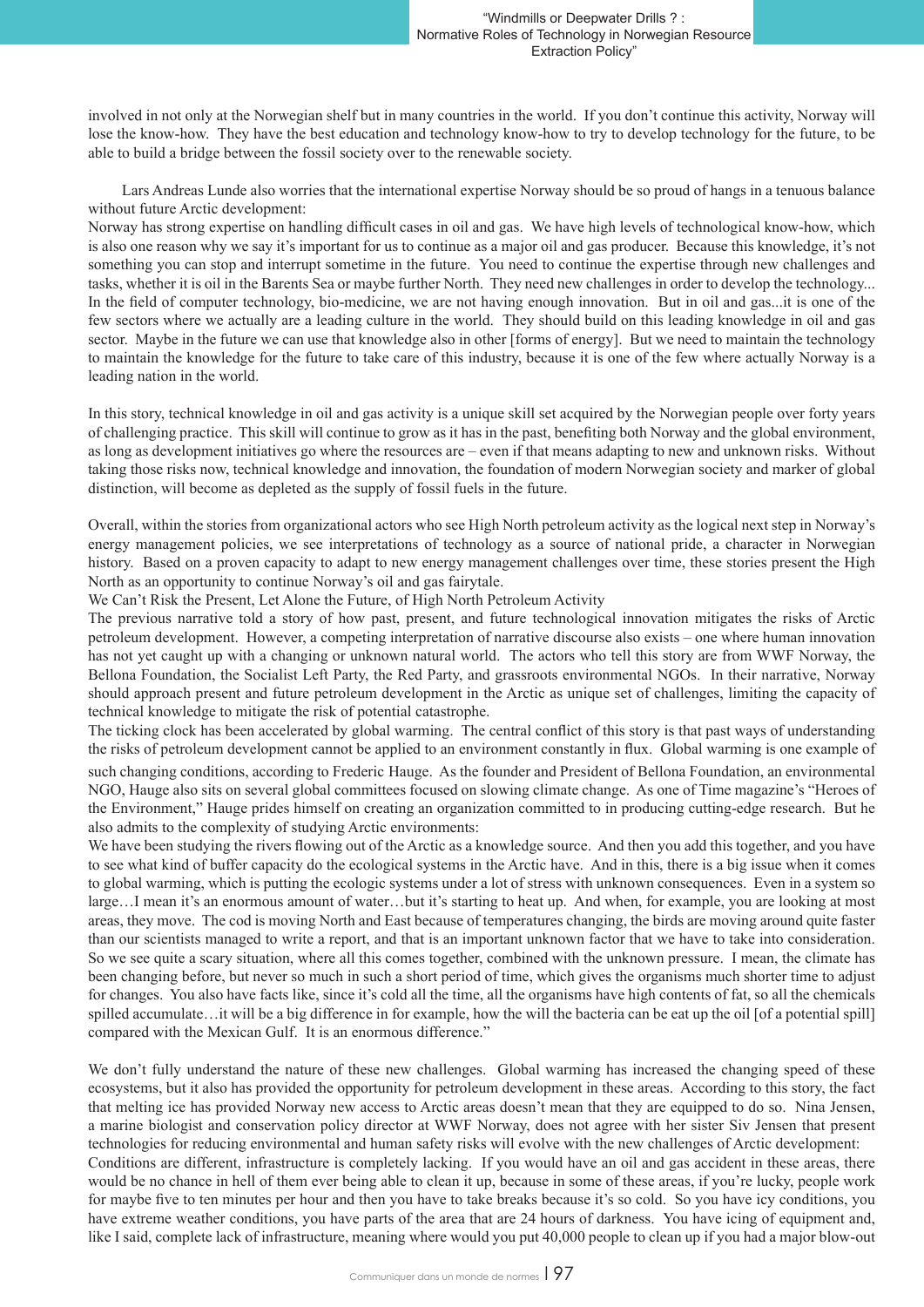involved in not only at the Norwegian shelf but in many countries in the world. If you don't continue this activity, Norway will lose the know-how. They have the best education and technology know-how to try to develop technology for the future, to be able to build a bridge between the fossil society over to the renewable society.

Lars Andreas Lunde also worries that the international expertise Norway should be so proud of hangs in a tenuous balance without future Arctic development:

Norway has strong expertise on handling difficult cases in oil and gas. We have high levels of technological know-how, which is also one reason why we say it's important for us to continue as a major oil and gas producer. Because this knowledge, it's not something you can stop and interrupt sometime in the future. You need to continue the expertise through new challenges and tasks, whether it is oil in the Barents Sea or maybe further North. They need new challenges in order to develop the technology... In the field of computer technology, bio-medicine, we are not having enough innovation. But in oil and gas...it is one of the few sectors where we actually are a leading culture in the world. They should build on this leading knowledge in oil and gas sector. Maybe in the future we can use that knowledge also in other [forms of energy]. But we need to maintain the technology to maintain the knowledge for the future to take care of this industry, because it is one of the few where actually Norway is a leading nation in the world.

In this story, technical knowledge in oil and gas activity is a unique skill set acquired by the Norwegian people over forty years of challenging practice. This skill will continue to grow as it has in the past, benefiting both Norway and the global environment, as long as development initiatives go where the resources are – even if that means adapting to new and unknown risks. Without taking those risks now, technical knowledge and innovation, the foundation of modern Norwegian society and marker of global distinction, will become as depleted as the supply of fossil fuels in the future.

Overall, within the stories from organizational actors who see High North petroleum activity as the logical next step in Norway's energy management policies, we see interpretations of technology as a source of national pride, a character in Norwegian history. Based on a proven capacity to adapt to new energy management challenges over time, these stories present the High North as an opportunity to continue Norway's oil and gas fairytale.

### We Can't Risk the Present, Let Alone the Future, of High North Petroleum Activity

The previous narrative told a story of how past, present, and future technological innovation mitigates the risks of Arctic petroleum development. However, a competing interpretation of narrative discourse also exists – one where human innovation has not yet caught up with a changing or unknown natural world. The actors who tell this story are from WWF Norway, the Bellona Foundation, the Socialist Left Party, the Red Party, and grassroots environmental NGOs. In their narrative, Norway should approach present and future petroleum development in the Arctic as unique set of challenges, limiting the capacity of technical knowledge to mitigate the risk of potential catastrophe.

The ticking clock has been accelerated by global warming. The central conflict of this story is that past ways of understanding the risks of petroleum development cannot be applied to an environment constantly in flux. Global warming is one example of such changing conditions, according to Frederic Hauge. As the founder and President of Bellona Foundation, an environmental NGO, Hauge also sits on several global committees focused on slowing climate change. As one of Time magazine's "Heroes of the Environment," Hauge prides himself on creating an organization committed to in producing cutting-edge research. But he also admits to the complexity of studying Arctic environments:

We have been studying the rivers flowing out of the Arctic as a knowledge source. And then you add this together, and you have to see what kind of buffer capacity do the ecological systems in the Arctic have. And in this, there is a big issue when it comes to global warming, which is putting the ecologic systems under a lot of stress with unknown consequences. Even in a system so large…I mean it's an enormous amount of water…but it's starting to heat up. And when, for example, you are looking at most areas, they move. The cod is moving North and East because of temperatures changing, the birds are moving around quite faster than our scientists managed to write a report, and that is an important unknown factor that we have to take into consideration. So we see quite a scary situation, where all this comes together, combined with the unknown pressure. I mean, the climate has been changing before, but never so much in such a short period of time, which gives the organisms much shorter time to adjust for changes. You also have facts like, since it's cold all the time, all the organisms have high contents of fat, so all the chemicals spilled accumulate…it will be a big difference in for example, how the will the bacteria can be eat up the oil [of a potential spill] compared with the Mexican Gulf. It is an enormous difference."

We don't fully understand the nature of these new challenges. Global warming has increased the changing speed of these ecosystems, but it also has provided the opportunity for petroleum development in these areas. According to this story, the fact that melting ice has provided Norway new access to Arctic areas doesn't mean that they are equipped to do so. Nina Jensen, a marine biologist and conservation policy director at WWF Norway, does not agree with her sister Siv Jensen that present technologies for reducing environmental and human safety risks will evolve with the new challenges of Arctic development:

Conditions are different, infrastructure is completely lacking. If you would have an oil and gas accident in these areas, there would be no chance in hell of them ever being able to clean it up, because in some of these areas, if you're lucky, people work for maybe five to ten minutes per hour and then you have to take breaks because it's so cold. So you have icy conditions, you have extreme weather conditions, you have parts of the area that are 24 hours of darkness. You have icing of equipment and, like I said, complete lack of infrastructure, meaning where would you put 40,000 people to clean up if you had a major blow-out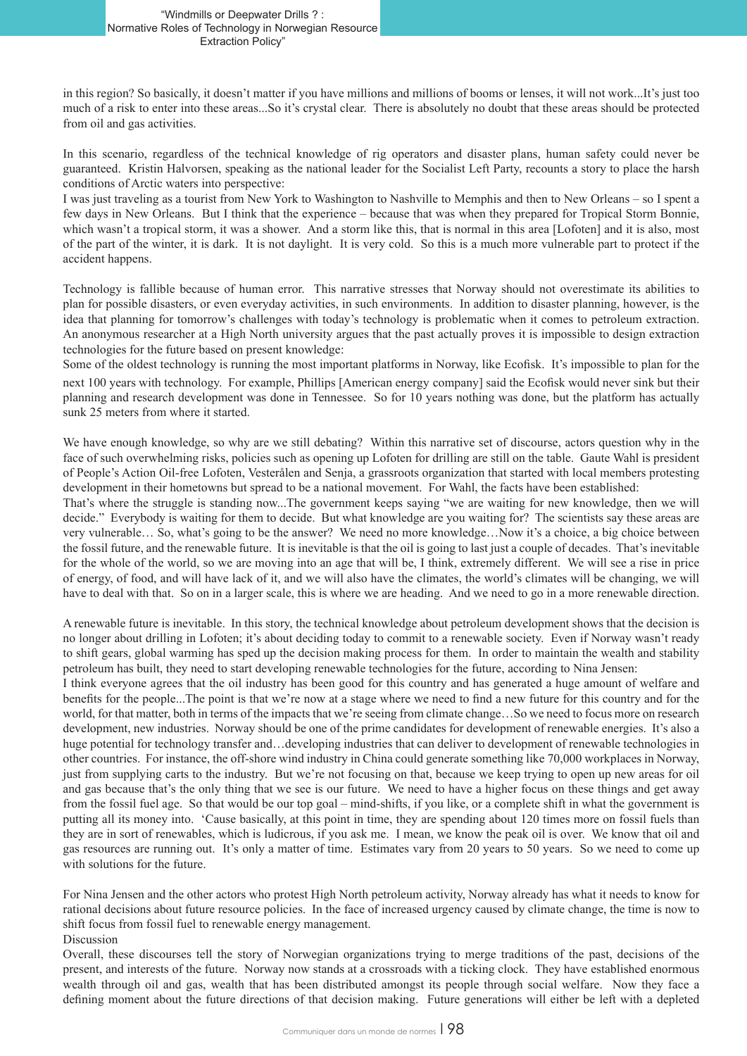in this region? So basically, it doesn't matter if you have millions and millions of booms or lenses, it will not work...It's just too much of a risk to enter into these areas...So it's crystal clear. There is absolutely no doubt that these areas should be protected from oil and gas activities.

In this scenario, regardless of the technical knowledge of rig operators and disaster plans, human safety could never be guaranteed. Kristin Halvorsen, speaking as the national leader for the Socialist Left Party, recounts a story to place the harsh conditions of Arctic waters into perspective:

I was just traveling as a tourist from New York to Washington to Nashville to Memphis and then to New Orleans – so I spent a few days in New Orleans. But I think that the experience – because that was when they prepared for Tropical Storm Bonnie, which wasn't a tropical storm, it was a shower. And a storm like this, that is normal in this area [Lofoten] and it is also, most of the part of the winter, it is dark. It is not daylight. It is very cold. So this is a much more vulnerable part to protect if the accident happens.

Technology is fallible because of human error. This narrative stresses that Norway should not overestimate its abilities to plan for possible disasters, or even everyday activities, in such environments. In addition to disaster planning, however, is the idea that planning for tomorrow's challenges with today's technology is problematic when it comes to petroleum extraction. An anonymous researcher at a High North university argues that the past actually proves it is impossible to design extraction technologies for the future based on present knowledge:

Some of the oldest technology is running the most important platforms in Norway, like Ecofisk. It's impossible to plan for the next 100 years with technology. For example, Phillips [American energy company] said the Ecofisk would never sink but their planning and research development was done in Tennessee. So for 10 years nothing was done, but the platform has actually sunk 25 meters from where it started.

We have enough knowledge, so why are we still debating? Within this narrative set of discourse, actors question why in the face of such overwhelming risks, policies such as opening up Lofoten for drilling are still on the table. Gaute Wahl is president of People's Action Oil-free Lofoten, Vesterålen and Senja, a grassroots organization that started with local members protesting development in their hometowns but spread to be a national movement. For Wahl, the facts have been established:

That's where the struggle is standing now...The government keeps saying "we are waiting for new knowledge, then we will decide." Everybody is waiting for them to decide. But what knowledge are you waiting for? The scientists say these areas are very vulnerable… So, what's going to be the answer? We need no more knowledge…Now it's a choice, a big choice between the fossil future, and the renewable future. It is inevitable is that the oil is going to last just a couple of decades. That's inevitable for the whole of the world, so we are moving into an age that will be, I think, extremely different. We will see a rise in price of energy, of food, and will have lack of it, and we will also have the climates, the world's climates will be changing, we will have to deal with that. So on in a larger scale, this is where we are heading. And we need to go in a more renewable direction.

A renewable future is inevitable. In this story, the technical knowledge about petroleum development shows that the decision is no longer about drilling in Lofoten; it's about deciding today to commit to a renewable society. Even if Norway wasn't ready to shift gears, global warming has sped up the decision making process for them. In order to maintain the wealth and stability petroleum has built, they need to start developing renewable technologies for the future, according to Nina Jensen:

I think everyone agrees that the oil industry has been good for this country and has generated a huge amount of welfare and benefits for the people...The point is that we're now at a stage where we need to find a new future for this country and for the world, for that matter, both in terms of the impacts that we're seeing from climate change…So we need to focus more on research development, new industries. Norway should be one of the prime candidates for development of renewable energies. It's also a huge potential for technology transfer and…developing industries that can deliver to development of renewable technologies in other countries. For instance, the off-shore wind industry in China could generate something like 70,000 workplaces in Norway, just from supplying carts to the industry. But we're not focusing on that, because we keep trying to open up new areas for oil and gas because that's the only thing that we see is our future. We need to have a higher focus on these things and get away from the fossil fuel age. So that would be our top goal – mind-shifts, if you like, or a complete shift in what the government is putting all its money into. 'Cause basically, at this point in time, they are spending about 120 times more on fossil fuels than they are in sort of renewables, which is ludicrous, if you ask me. I mean, we know the peak oil is over. We know that oil and gas resources are running out. It's only a matter of time. Estimates vary from 20 years to 50 years. So we need to come up with solutions for the future.

For Nina Jensen and the other actors who protest High North petroleum activity, Norway already has what it needs to know for rational decisions about future resource policies. In the face of increased urgency caused by climate change, the time is now to shift focus from fossil fuel to renewable energy management.

## Discussion

Overall, these discourses tell the story of Norwegian organizations trying to merge traditions of the past, decisions of the present, and interests of the future. Norway now stands at a crossroads with a ticking clock. They have established enormous wealth through oil and gas, wealth that has been distributed amongst its people through social welfare. Now they face a defining moment about the future directions of that decision making. Future generations will either be left with a depleted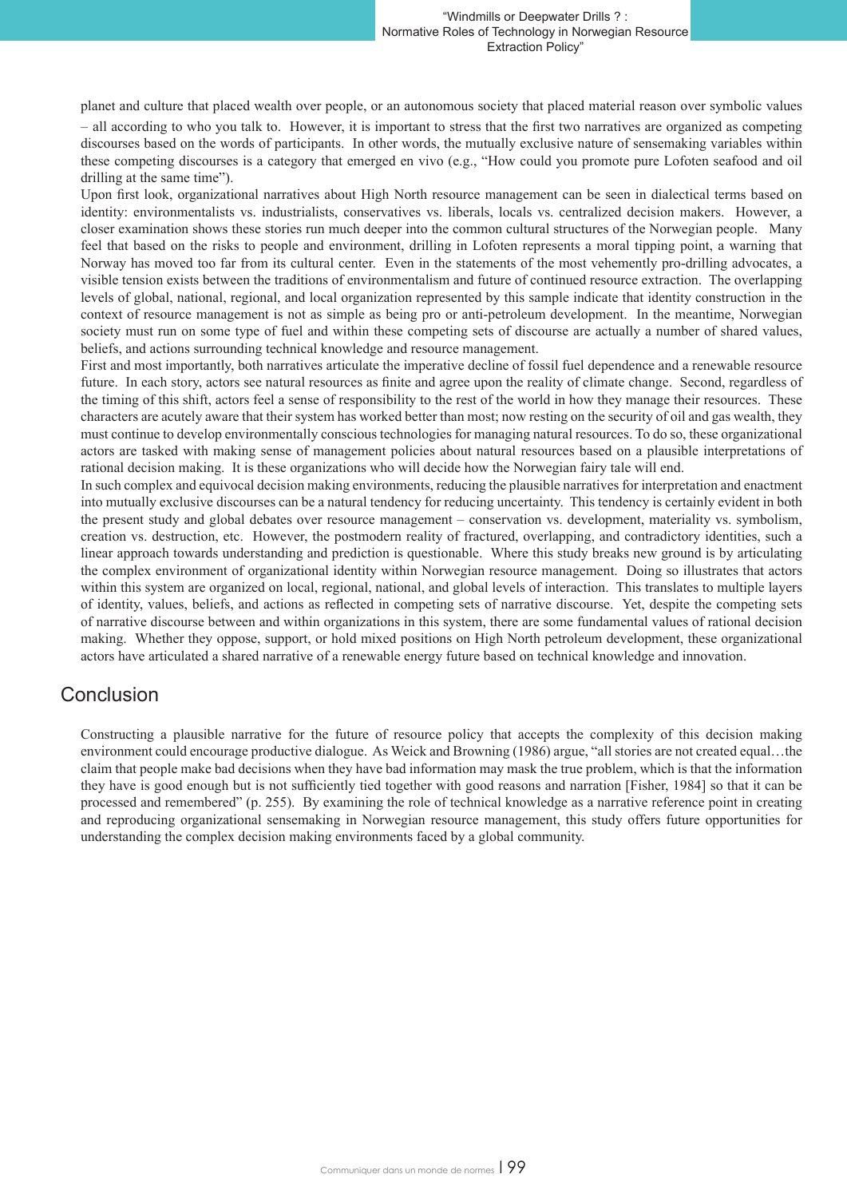planet and culture that placed wealth over people, or an autonomous society that placed material reason over symbolic values – all according to who you talk to. However, it is important to stress that the first two narratives are organized as competing discourses based on the words of participants. In other words, the mutually exclusive nature of sensemaking variables within these competing discourses is a category that emerged en vivo (e.g., "How could you promote pure Lofoten seafood and oil drilling at the same time").

Upon first look, organizational narratives about High North resource management can be seen in dialectical terms based on identity: environmentalists vs. industrialists, conservatives vs. liberals, locals vs. centralized decision makers. However, a closer examination shows these stories run much deeper into the common cultural structures of the Norwegian people. Many feel that based on the risks to people and environment, drilling in Lofoten represents a moral tipping point, a warning that Norway has moved too far from its cultural center. Even in the statements of the most vehemently pro-drilling advocates, a visible tension exists between the traditions of environmentalism and future of continued resource extraction. The overlapping levels of global, national, regional, and local organization represented by this sample indicate that identity construction in the context of resource management is not as simple as being pro or anti-petroleum development. In the meantime, Norwegian society must run on some type of fuel and within these competing sets of discourse are actually a number of shared values, beliefs, and actions surrounding technical knowledge and resource management.

First and most importantly, both narratives articulate the imperative decline of fossil fuel dependence and a renewable resource future. In each story, actors see natural resources as finite and agree upon the reality of climate change. Second, regardless of the timing of this shift, actors feel a sense of responsibility to the rest of the world in how they manage their resources. These characters are acutely aware that their system has worked better than most; now resting on the security of oil and gas wealth, they must continue to develop environmentally conscious technologies for managing natural resources. To do so, these organizational actors are tasked with making sense of management policies about natural resources based on a plausible interpretations of rational decision making. It is these organizations who will decide how the Norwegian fairy tale will end.

In such complex and equivocal decision making environments, reducing the plausible narratives for interpretation and enactment into mutually exclusive discourses can be a natural tendency for reducing uncertainty. This tendency is certainly evident in both the present study and global debates over resource management – conservation vs. development, materiality vs. symbolism, creation vs. destruction, etc. However, the postmodern reality of fractured, overlapping, and contradictory identities, such a linear approach towards understanding and prediction is questionable. Where this study breaks new ground is by articulating the complex environment of organizational identity within Norwegian resource management. Doing so illustrates that actors within this system are organized on local, regional, national, and global levels of interaction. This translates to multiple layers of identity, values, beliefs, and actions as reflected in competing sets of narrative discourse. Yet, despite the competing sets of narrative discourse between and within organizations in this system, there are some fundamental values of rational decision making. Whether they oppose, support, or hold mixed positions on High North petroleum development, these organizational actors have articulated a shared narrative of a renewable energy future based on technical knowledge and innovation.

## Conclusion

Constructing a plausible narrative for the future of resource policy that accepts the complexity of this decision making environment could encourage productive dialogue. As Weick and Browning (1986) argue, "all stories are not created equal…the claim that people make bad decisions when they have bad information may mask the true problem, which is that the information they have is good enough but is not sufficiently tied together with good reasons and narration [Fisher, 1984] so that it can be processed and remembered" (p. 255). By examining the role of technical knowledge as a narrative reference point in creating and reproducing organizational sensemaking in Norwegian resource management, this study offers future opportunities for understanding the complex decision making environments faced by a global community.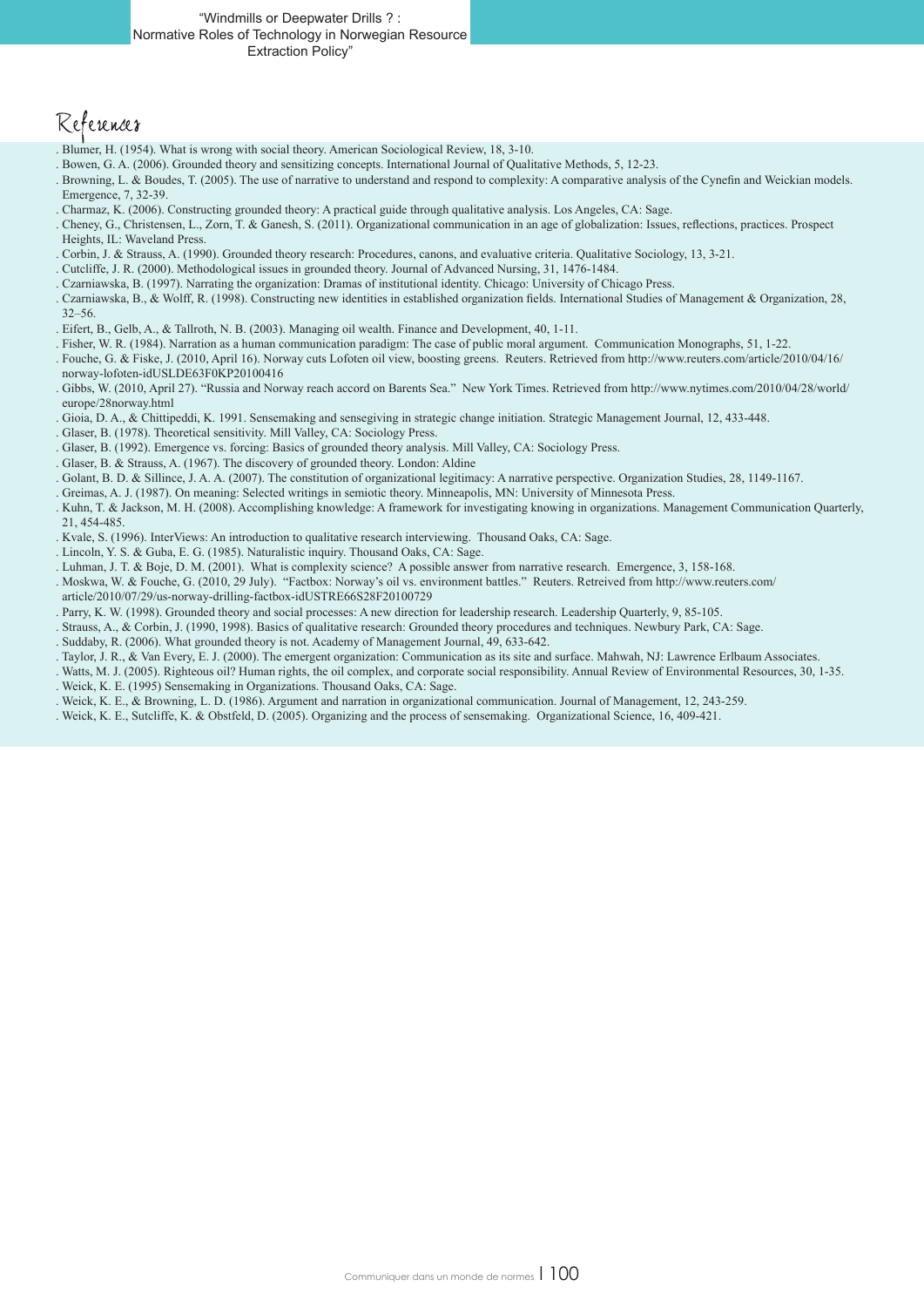# References

. Blumer, H. (1954). What is wrong with social theory. American Sociological Review, 18, 3-10.
. Bowen, G. A. (2006). Grounded theory and sensitizing concepts. International Journal of Qualitative Methods, 5, 12-23.
. Browning, L. & Boudes, T. (2005). The use of narrative to understand and respond to complexity: A comparative analysis of the Cynefin and Weickian models. Emergence, 7, 32-39.
. Charmaz, K. (2006). Constructing grounded theory: A practical guide through qualitative analysis. Los Angeles, CA: Sage.
. Cheney, G., Christensen, L., Zorn, T. & Ganesh, S. (2011). Organizational communication in an age of globalization: Issues, reflections, practices. Prospect Heights, IL: Waveland Press.
. Corbin, J. & Strauss, A. (1990). Grounded theory research: Procedures, canons, and evaluative criteria. Qualitative Sociology, 13, 3-21.
. Cutcliffe, J. R. (2000). Methodological issues in grounded theory. Journal of Advanced Nursing, 31, 1476-1484.
. Czarniawska, B. (1997). Narrating the organization: Dramas of institutional identity. Chicago: University of Chicago Press.
. Czarniawska, B., & Wolff, R. (1998). Constructing new identities in established organization fields. International Studies of Management & Organization, 28, 32–56.
. Eifert, B., Gelb, A., & Tallroth, N. B. (2003). Managing oil wealth. Finance and Development, 40, 1-11.
. Fisher, W. R. (1984). Narration as a human communication paradigm: The case of public moral argument. Communication Monographs, 51, 1-22.
. Fouche, G. & Fiske, J. (2010, April 16). Norway cuts Lofoten oil view, boosting greens. Reuters. Retrieved from http://www.reuters.com/article/2010/04/16/norway-lofoten-idUSLDE63F0KP20100416
. Gibbs, W. (2010, April 27). "Russia and Norway reach accord on Barents Sea." New York Times. Retrieved from http://www.nytimes.com/2010/04/28/world/europe/28norway.html
. Gioia, D. A., & Chittipeddi, K. 1991. Sensemaking and sensegiving in strategic change initiation. Strategic Management Journal, 12, 433-448.
. Glaser, B. (1978). Theoretical sensitivity. Mill Valley, CA: Sociology Press.
. Glaser, B. (1992). Emergence vs. forcing: Basics of grounded theory analysis. Mill Valley, CA: Sociology Press.
. Glaser, B. & Strauss, A. (1967). The discovery of grounded theory. London: Aldine
. Golant, B. D. & Sillince, J. A. A. (2007). The constitution of organizational legitimacy: A narrative perspective. Organization Studies, 28, 1149-1167.
. Greimas, A. J. (1987). On meaning: Selected writings in semiotic theory. Minneapolis, MN: University of Minnesota Press.
. Kuhn, T. & Jackson, M. H. (2008). Accomplishing knowledge: A framework for investigating knowing in organizations. Management Communication Quarterly, 21, 454-485.
. Kvale, S. (1996). InterViews: An introduction to qualitative research interviewing. Thousand Oaks, CA: Sage.
. Lincoln, Y. S. & Guba, E. G. (1985). Naturalistic inquiry. Thousand Oaks, CA: Sage.
. Luhman, J. T. & Boje, D. M. (2001). What is complexity science? A possible answer from narrative research. Emergence, 3, 158-168.
. Moskwa, W. & Fouche, G. (2010, 29 July). "Factbox: Norway's oil vs. environment battles." Reuters. Retreived from http://www.reuters.com/article/2010/07/29/us-norway-drilling-factbox-idUSTRE66S28F20100729
. Parry, K. W. (1998). Grounded theory and social processes: A new direction for leadership research. Leadership Quarterly, 9, 85-105.
. Strauss, A., & Corbin, J. (1990, 1998). Basics of qualitative research: Grounded theory procedures and techniques. Newbury Park, CA: Sage.
. Suddaby, R. (2006). What grounded theory is not. Academy of Management Journal, 49, 633-642.
. Taylor, J. R., & Van Every, E. J. (2000). The emergent organization: Communication as its site and surface. Mahwah, NJ: Lawrence Erlbaum Associates.
. Watts, M. J. (2005). Righteous oil? Human rights, the oil complex, and corporate social responsibility. Annual Review of Environmental Resources, 30, 1-35.
. Weick, K. E. (1995) Sensemaking in Organizations. Thousand Oaks, CA: Sage.
. Weick, K. E., & Browning, L. D. (1986). Argument and narration in organizational communication. Journal of Management, 12, 243-259.
. Weick, K. E., Sutcliffe, K. & Obstfeld, D. (2005). Organizing and the process of sensemaking. Organizational Science, 16, 409-421.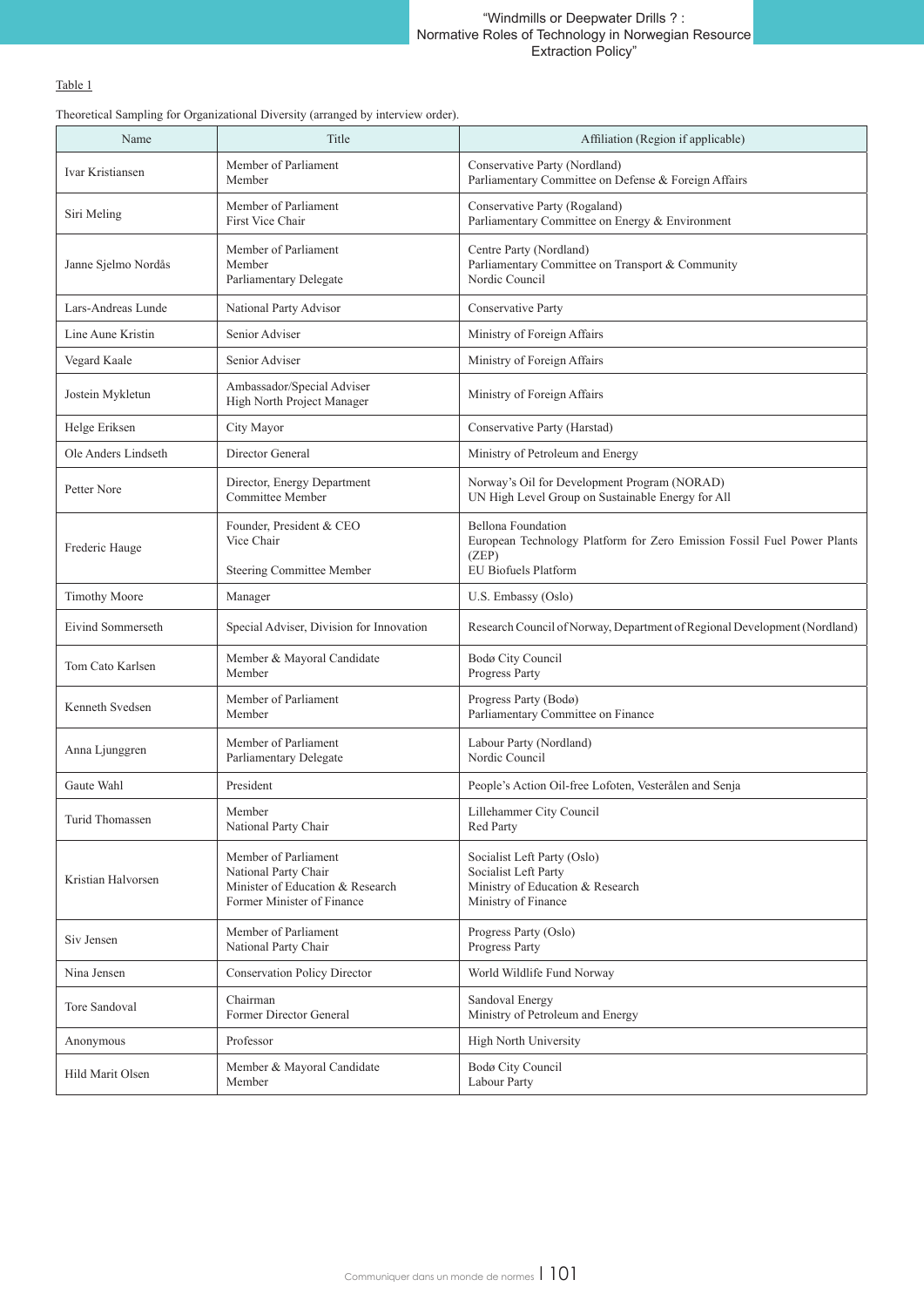Table 1

Theoretical Sampling for Organizational Diversity (arranged by interview order).

| Name | Title | Affiliation (Region if applicable) |
|---|---|---|
| Ivar Kristiansen | Member of Parliament<br>Member | Conservative Party (Nordland)<br>Parliamentary Committee on Defense & Foreign Affairs |
| Siri Meling | Member of Parliament<br>First Vice Chair | Conservative Party (Rogaland)<br>Parliamentary Committee on Energy & Environment |
| Janne Sjelmo Nordås | Member of Parliament<br>Member<br>Parliamentary Delegate | Centre Party (Nordland)<br>Parliamentary Committee on Transport & Community<br>Nordic Council |
| Lars-Andreas Lunde | National Party Advisor | Conservative Party |
| Line Aune Kristin | Senior Adviser | Ministry of Foreign Affairs |
| Vegard Kaale | Senior Adviser | Ministry of Foreign Affairs |
| Jostein Mykletun | Ambassador/Special Adviser<br>High North Project Manager | Ministry of Foreign Affairs |
| Helge Eriksen | City Mayor | Conservative Party (Harstad) |
| Ole Anders Lindseth | Director General | Ministry of Petroleum and Energy |
| Petter Nore | Director, Energy Department<br>Committee Member | Norway's Oil for Development Program (NORAD)<br>UN High Level Group on Sustainable Energy for All |
| Frederic Hauge | Founder, President & CEO<br>Vice Chair<br><br>Steering Committee Member | Bellona Foundation<br>European Technology Platform for Zero Emission Fossil Fuel Power Plants (ZEP)<br>EU Biofuels Platform |
| Timothy Moore | Manager | U.S. Embassy (Oslo) |
| Eivind Sommerseth | Special Adviser, Division for Innovation | Research Council of Norway, Department of Regional Development (Nordland) |
| Tom Cato Karlsen | Member & Mayoral Candidate<br>Member | Bodø City Council<br>Progress Party |
| Kenneth Svedsen | Member of Parliament<br>Member | Progress Party (Bodø)<br>Parliamentary Committee on Finance |
| Anna Ljunggren | Member of Parliament<br>Parliamentary Delegate | Labour Party (Nordland)<br>Nordic Council |
| Gaute Wahl | President | People's Action Oil-free Lofoten, Vesterålen and Senja |
| Turid Thomassen | Member<br>National Party Chair | Lillehammer City Council<br>Red Party |
| Kristian Halvorsen | Member of Parliament<br>National Party Chair<br>Minister of Education & Research<br>Former Minister of Finance | Socialist Left Party (Oslo)<br>Socialist Left Party<br>Ministry of Education & Research<br>Ministry of Finance |
| Siv Jensen | Member of Parliament<br>National Party Chair | Progress Party (Oslo)<br>Progress Party |
| Nina Jensen | Conservation Policy Director | World Wildlife Fund Norway |
| Tore Sandoval | Chairman<br>Former Director General | Sandoval Energy<br>Ministry of Petroleum and Energy |
| Anonymous | Professor | High North University |
| Hild Marit Olsen | Member & Mayoral Candidate<br>Member | Bodø City Council<br>Labour Party |